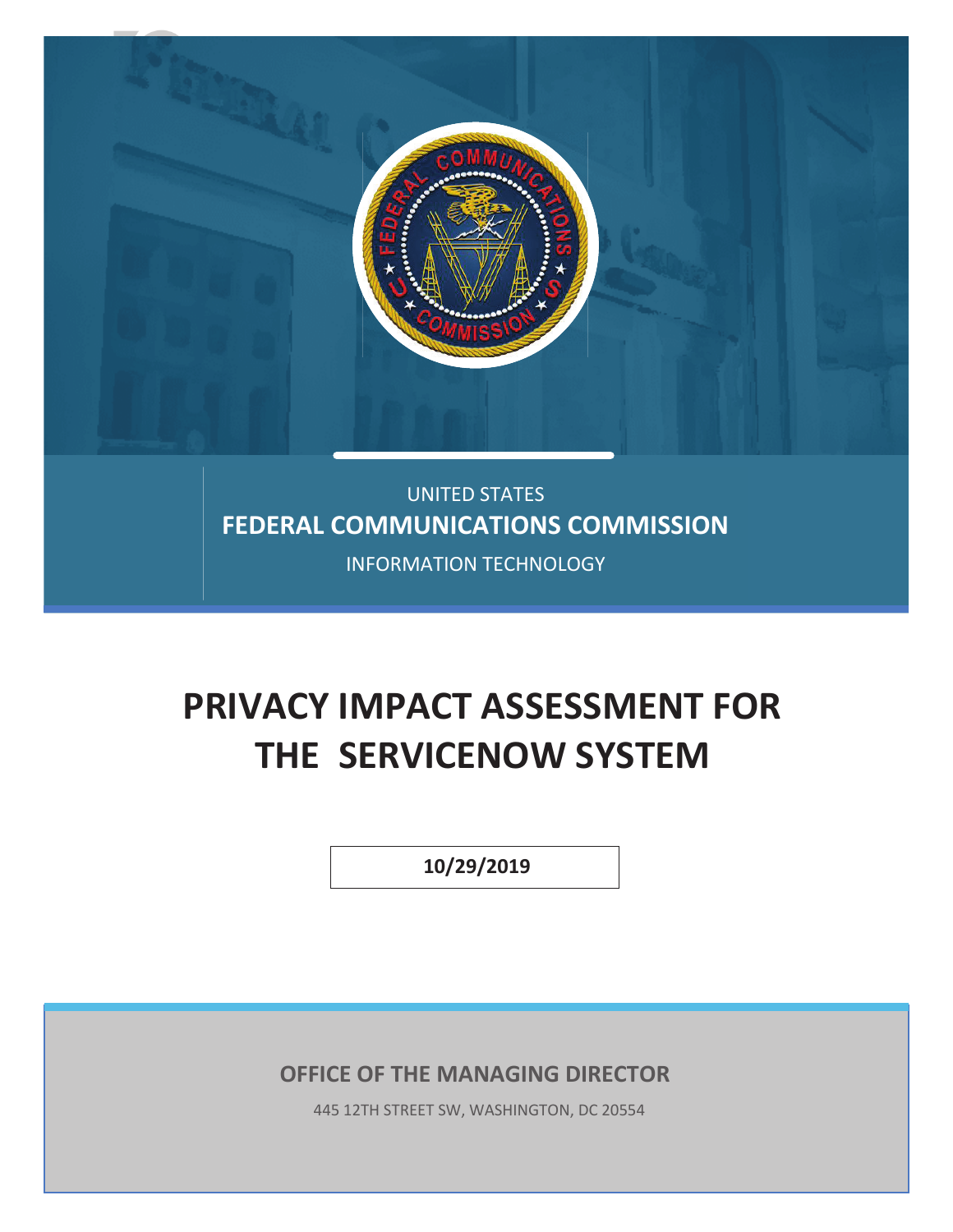UNITED STATES

**FEDERAL COMMUNICATIONS COMMISSION**

INFORMATION TECHNOLOGY

# PRIVACY IMPACT ASSESSMENT FOR THE SERVICENOW SYSTEM

**10/29/2019**

**OFFICE OF THE MANAGING DIRECTOR**

445 12TH STREET SW, WASHINGTON, DC 20554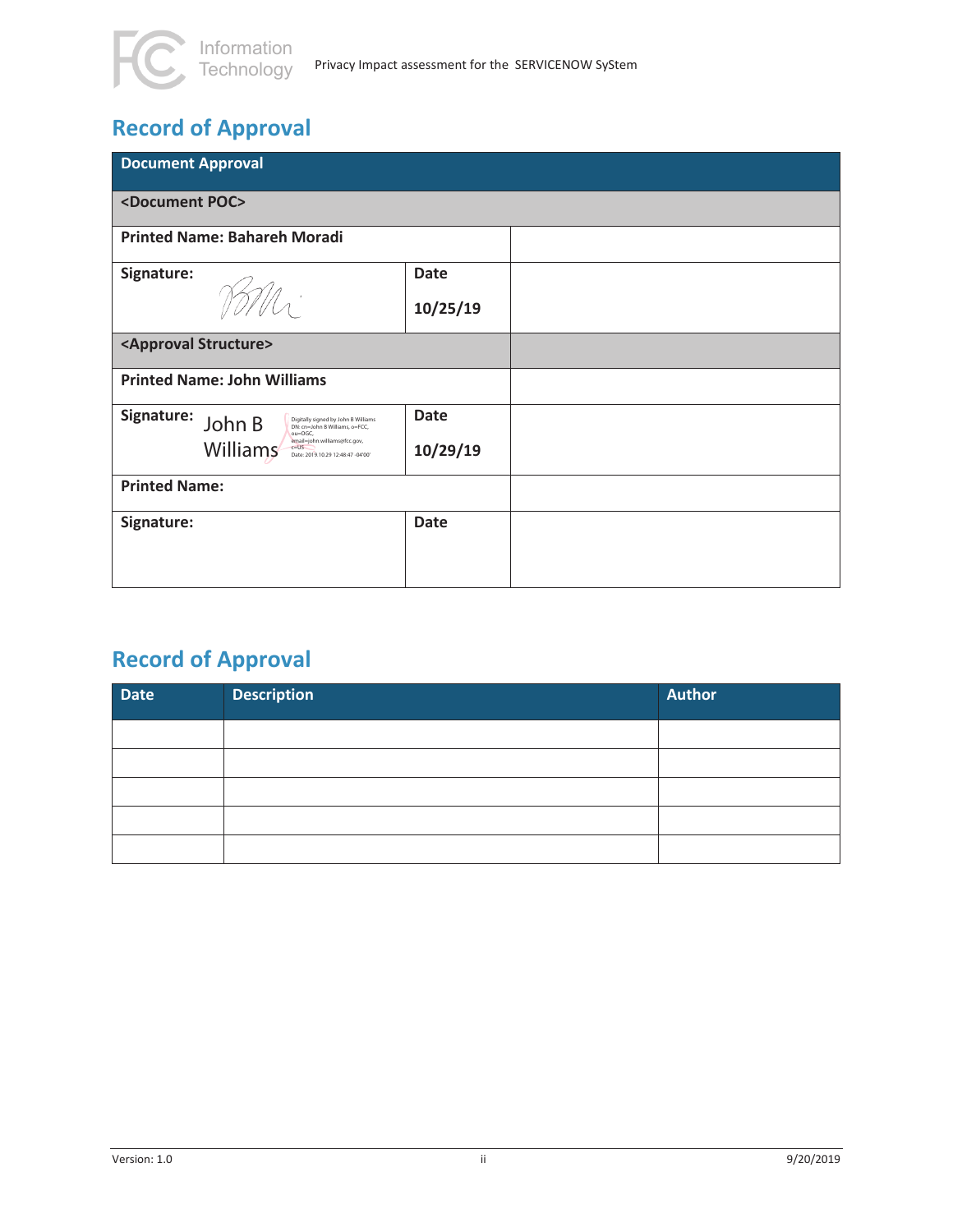# Record of Approval

| Document Approval | | |
|---|---|---|
| <Document POC> | | |
| Printed Name: Bahareh Moradi | | |
| Signature: BM | Date 10/25/19 | |
| <Approval Structure> | | |
| Printed Name: John Williams | | |
| Signature: John B Williams Digitally signed by John B Williams DN: cn=John B Williams, o=FCC, ou=OGC, email=john.williams@fcc.gov, c=US Date: 2019.10.29 12:48:47 -04'00' | Date 10/29/19 | |
| Printed Name: | | |
| Signature: | Date | |

# Record of Approval

| Date | Description | Author |
|---|---|---|
| | | |
| | | |
| | | |
| | | |
| | | |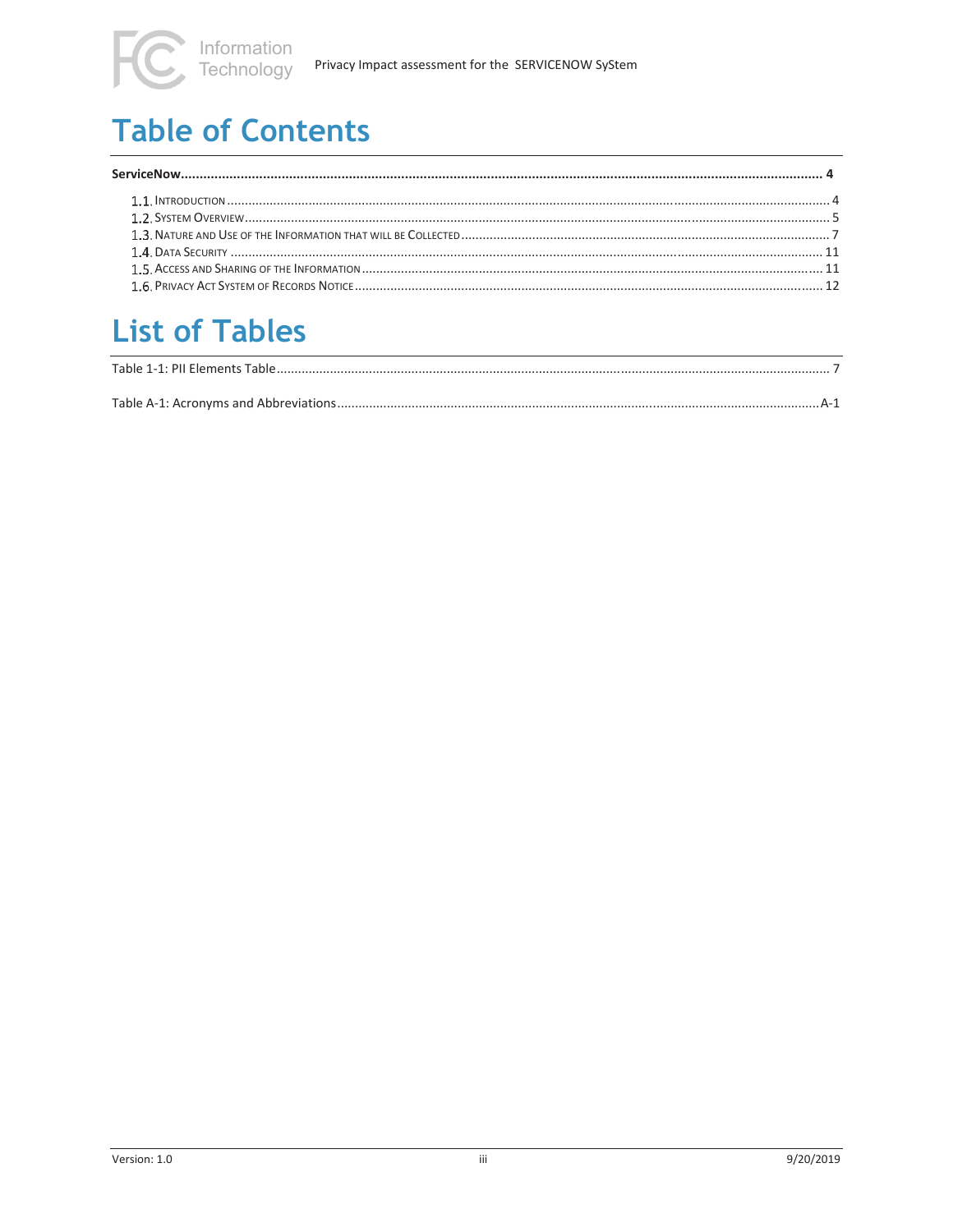# Table of Contents

**ServiceNow ........................................................................................................ 4**

1.1. Introduction ........................................................................................................ 4
1.2. System Overview ........................................................................................................ 5
1.3. Nature and Use of the Information that will be Collected ........................................................................................................ 7
1.4. Data Security ........................................................................................................ 11
1.5. Access and Sharing of the Information ........................................................................................................ 11
1.6. Privacy Act System of Records Notice ........................................................................................................ 12

# List of Tables

Table 1-1: PII Elements Table ........................................................................................................ 7

Table A-1: Acronyms and Abbreviations ........................................................................................................ A-1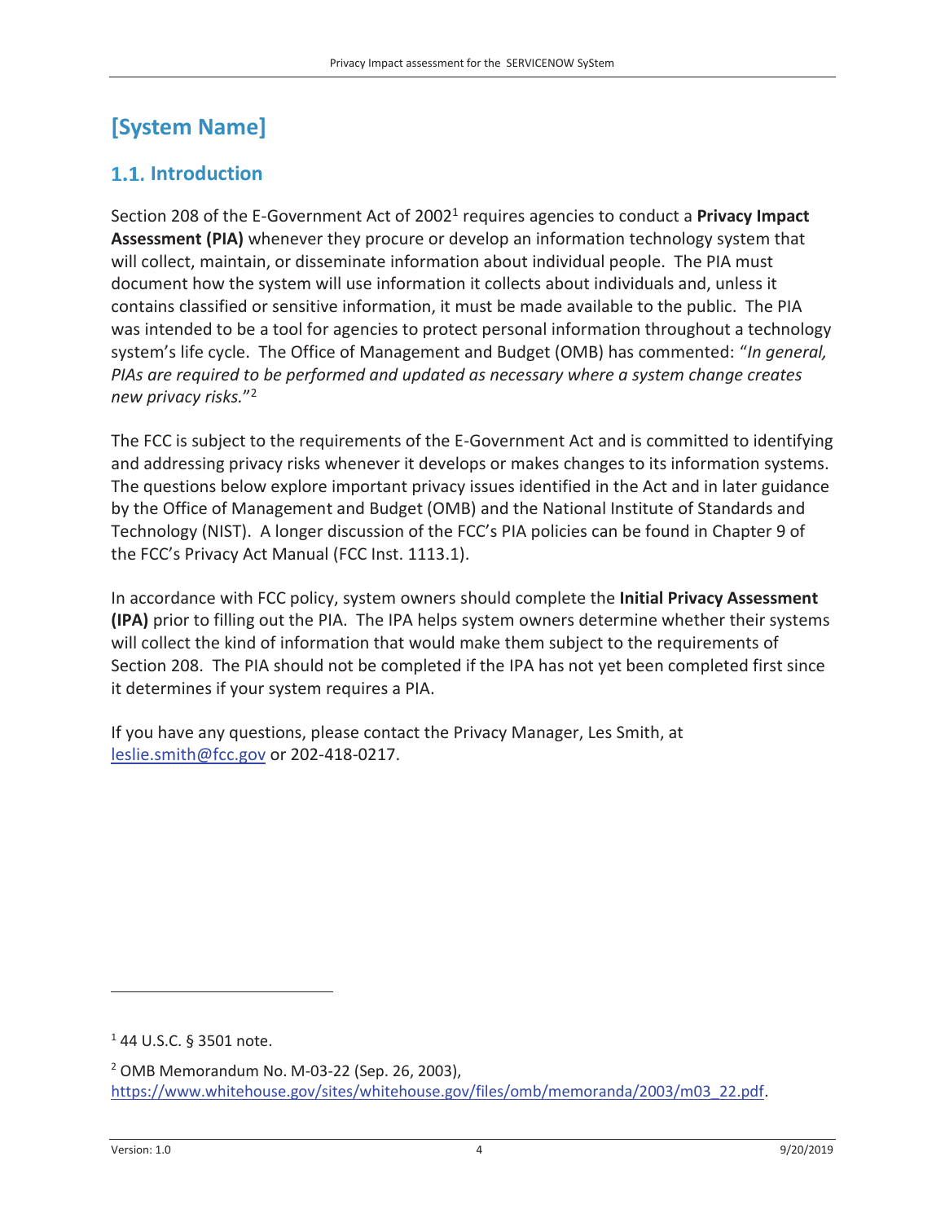# [System Name]

## 1.1. Introduction

Section 208 of the E-Government Act of 2002[1] requires agencies to conduct a **Privacy Impact Assessment (PIA)** whenever they procure or develop an information technology system that will collect, maintain, or disseminate information about individual people. The PIA must document how the system will use information it collects about individuals and, unless it contains classified or sensitive information, it must be made available to the public. The PIA was intended to be a tool for agencies to protect personal information throughout a technology system's life cycle. The Office of Management and Budget (OMB) has commented: "*In general, PIAs are required to be performed and updated as necessary where a system change creates new privacy risks.*"[2]

The FCC is subject to the requirements of the E-Government Act and is committed to identifying and addressing privacy risks whenever it develops or makes changes to its information systems. The questions below explore important privacy issues identified in the Act and in later guidance by the Office of Management and Budget (OMB) and the National Institute of Standards and Technology (NIST). A longer discussion of the FCC's PIA policies can be found in Chapter 9 of the FCC's Privacy Act Manual (FCC Inst. 1113.1).

In accordance with FCC policy, system owners should complete the **Initial Privacy Assessment (IPA)** prior to filling out the PIA. The IPA helps system owners determine whether their systems will collect the kind of information that would make them subject to the requirements of Section 208. The PIA should not be completed if the IPA has not yet been completed first since it determines if your system requires a PIA.

If you have any questions, please contact the Privacy Manager, Les Smith, at leslie.smith@fcc.gov or 202-418-0217.

---

[1] 44 U.S.C. § 3501 note.

[2] OMB Memorandum No. M-03-22 (Sep. 26, 2003), https://www.whitehouse.gov/sites/whitehouse.gov/files/omb/memoranda/2003/m03_22.pdf.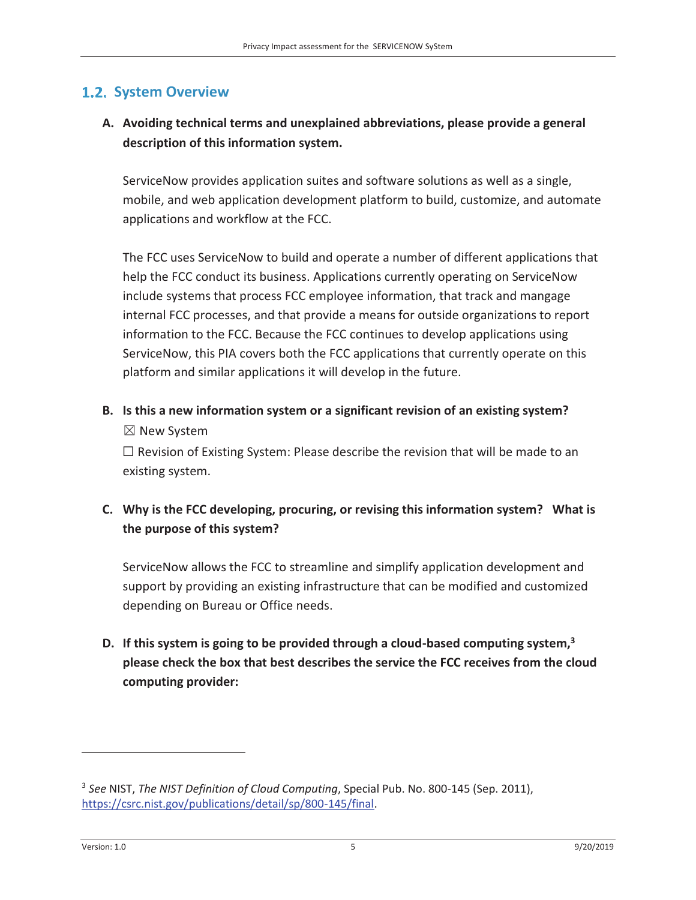## 1.2. System Overview

**A. Avoiding technical terms and unexplained abbreviations, please provide a general description of this information system.**

ServiceNow provides application suites and software solutions as well as a single, mobile, and web application development platform to build, customize, and automate applications and workflow at the FCC.

The FCC uses ServiceNow to build and operate a number of different applications that help the FCC conduct its business. Applications currently operating on ServiceNow include systems that process FCC employee information, that track and mangage internal FCC processes, and that provide a means for outside organizations to report information to the FCC. Because the FCC continues to develop applications using ServiceNow, this PIA covers both the FCC applications that currently operate on this platform and similar applications it will develop in the future.

**B. Is this a new information system or a significant revision of an existing system?**

☒ New System

☐ Revision of Existing System: Please describe the revision that will be made to an existing system.

**C. Why is the FCC developing, procuring, or revising this information system? What is the purpose of this system?**

ServiceNow allows the FCC to streamline and simplify application development and support by providing an existing infrastructure that can be modified and customized depending on Bureau or Office needs.

**D. If this system is going to be provided through a cloud-based computing system,[3] please check the box that best describes the service the FCC receives from the cloud computing provider:**

---

[3] *See* NIST, *The NIST Definition of Cloud Computing*, Special Pub. No. 800-145 (Sep. 2011), https://csrc.nist.gov/publications/detail/sp/800-145/final.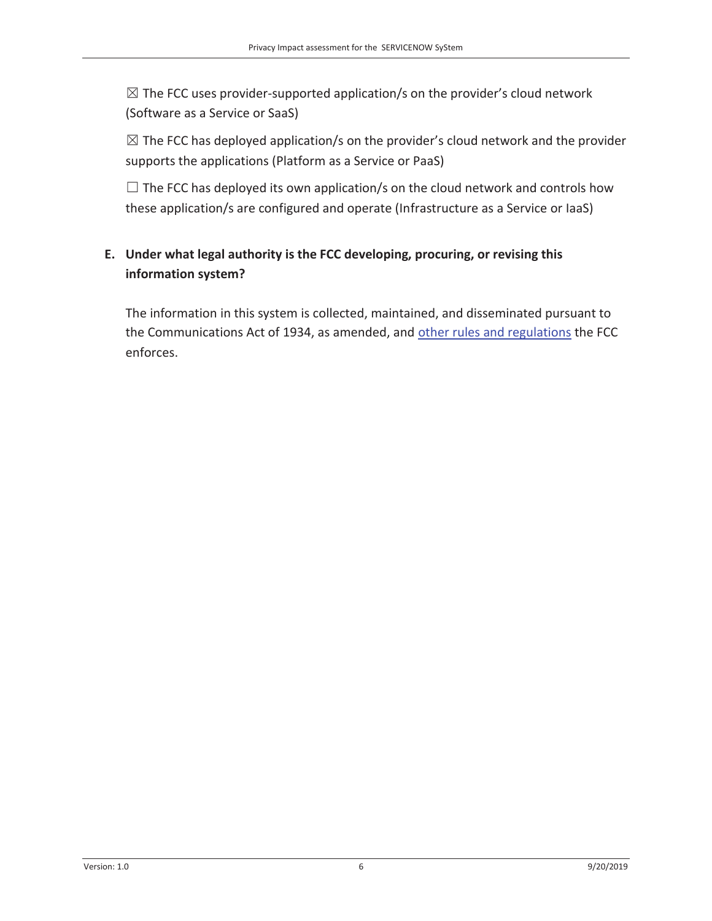☒ The FCC uses provider-supported application/s on the provider's cloud network (Software as a Service or SaaS)

☒ The FCC has deployed application/s on the provider's cloud network and the provider supports the applications (Platform as a Service or PaaS)

☐ The FCC has deployed its own application/s on the cloud network and controls how these application/s are configured and operate (Infrastructure as a Service or IaaS)

**E. Under what legal authority is the FCC developing, procuring, or revising this information system?**

The information in this system is collected, maintained, and disseminated pursuant to the Communications Act of 1934, as amended, and other rules and regulations the FCC enforces.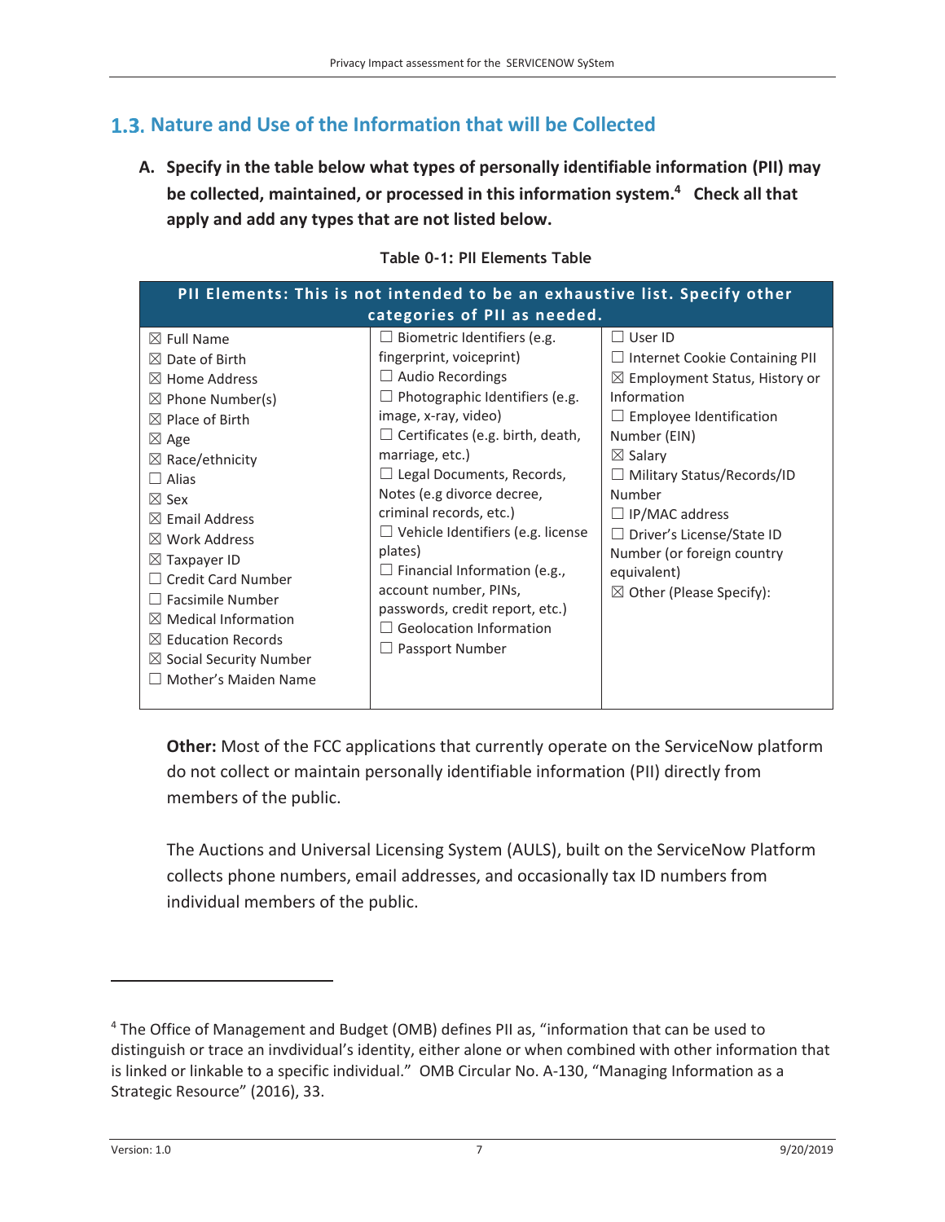## 1.3. Nature and Use of the Information that will be Collected

**A. Specify in the table below what types of personally identifiable information (PII) may be collected, maintained, or processed in this information system.[4] Check all that apply and add any types that are not listed below.**

Table 0-1: PII Elements Table

| PII Elements: This is not intended to be an exhaustive list. Specify other categories of PII as needed. | | |
|---|---|---|
| ☒ Full Name<br>☒ Date of Birth<br>☒ Home Address<br>☒ Phone Number(s)<br>☒ Place of Birth<br>☒ Age<br>☒ Race/ethnicity<br>☐ Alias<br>☒ Sex<br>☒ Email Address<br>☒ Work Address<br>☒ Taxpayer ID<br>☐ Credit Card Number<br>☐ Facsimile Number<br>☒ Medical Information<br>☒ Education Records<br>☒ Social Security Number<br>☐ Mother's Maiden Name | ☐ Biometric Identifiers (e.g. fingerprint, voiceprint)<br>☐ Audio Recordings<br>☐ Photographic Identifiers (e.g. image, x-ray, video)<br>☐ Certificates (e.g. birth, death, marriage, etc.)<br>☐ Legal Documents, Records, Notes (e.g divorce decree, criminal records, etc.)<br>☐ Vehicle Identifiers (e.g. license plates)<br>☐ Financial Information (e.g., account number, PINs, passwords, credit report, etc.)<br>☐ Geolocation Information<br>☐ Passport Number | ☐ User ID<br>☐ Internet Cookie Containing PII<br>☒ Employment Status, History or Information<br>☐ Employee Identification Number (EIN)<br>☒ Salary<br>☐ Military Status/Records/ID Number<br>☐ IP/MAC address<br>☐ Driver's License/State ID Number (or foreign country equivalent)<br>☒ Other (Please Specify): |

**Other:** Most of the FCC applications that currently operate on the ServiceNow platform do not collect or maintain personally identifiable information (PII) directly from members of the public.

The Auctions and Universal Licensing System (AULS), built on the ServiceNow Platform collects phone numbers, email addresses, and occasionally tax ID numbers from individual members of the public.

---

[4] The Office of Management and Budget (OMB) defines PII as, "information that can be used to distinguish or trace an invdividual's identity, either alone or when combined with other information that is linked or linkable to a specific individual." OMB Circular No. A-130, "Managing Information as a Strategic Resource" (2016), 33.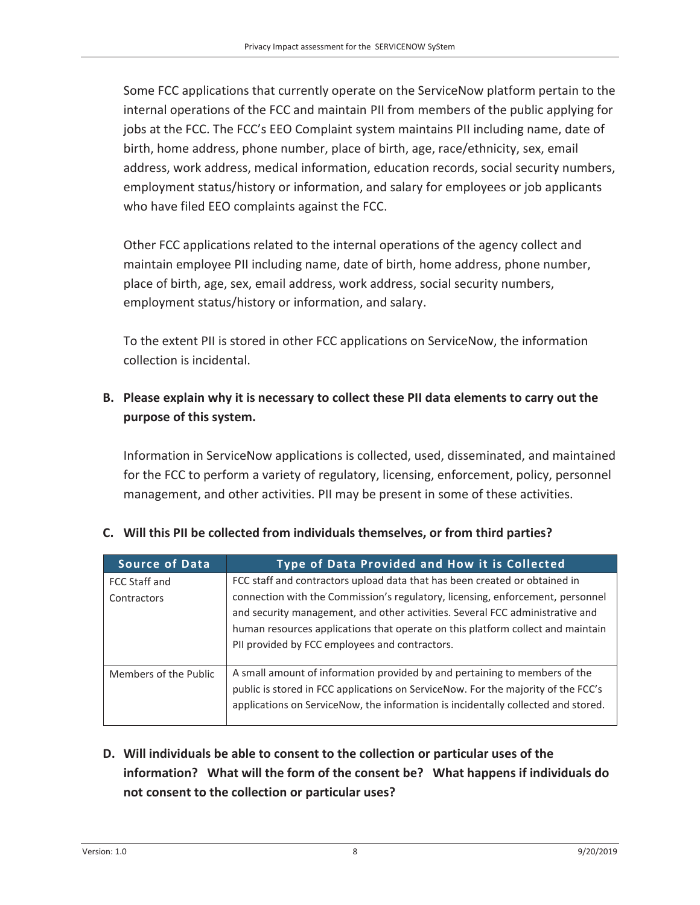Some FCC applications that currently operate on the ServiceNow platform pertain to the internal operations of the FCC and maintain PII from members of the public applying for jobs at the FCC. The FCC's EEO Complaint system maintains PII including name, date of birth, home address, phone number, place of birth, age, race/ethnicity, sex, email address, work address, medical information, education records, social security numbers, employment status/history or information, and salary for employees or job applicants who have filed EEO complaints against the FCC.

Other FCC applications related to the internal operations of the agency collect and maintain employee PII including name, date of birth, home address, phone number, place of birth, age, sex, email address, work address, social security numbers, employment status/history or information, and salary.

To the extent PII is stored in other FCC applications on ServiceNow, the information collection is incidental.

**B. Please explain why it is necessary to collect these PII data elements to carry out the purpose of this system.**

Information in ServiceNow applications is collected, used, disseminated, and maintained for the FCC to perform a variety of regulatory, licensing, enforcement, policy, personnel management, and other activities. PII may be present in some of these activities.

**C. Will this PII be collected from individuals themselves, or from third parties?**

| Source of Data | Type of Data Provided and How it is Collected |
|---|---|
| FCC Staff and Contractors | FCC staff and contractors upload data that has been created or obtained in connection with the Commission's regulatory, licensing, enforcement, personnel and security management, and other activities. Several FCC administrative and human resources applications that operate on this platform collect and maintain PII provided by FCC employees and contractors. |
| Members of the Public | A small amount of information provided by and pertaining to members of the public is stored in FCC applications on ServiceNow. For the majority of the FCC's applications on ServiceNow, the information is incidentally collected and stored. |

**D. Will individuals be able to consent to the collection or particular uses of the information? What will the form of the consent be? What happens if individuals do not consent to the collection or particular uses?**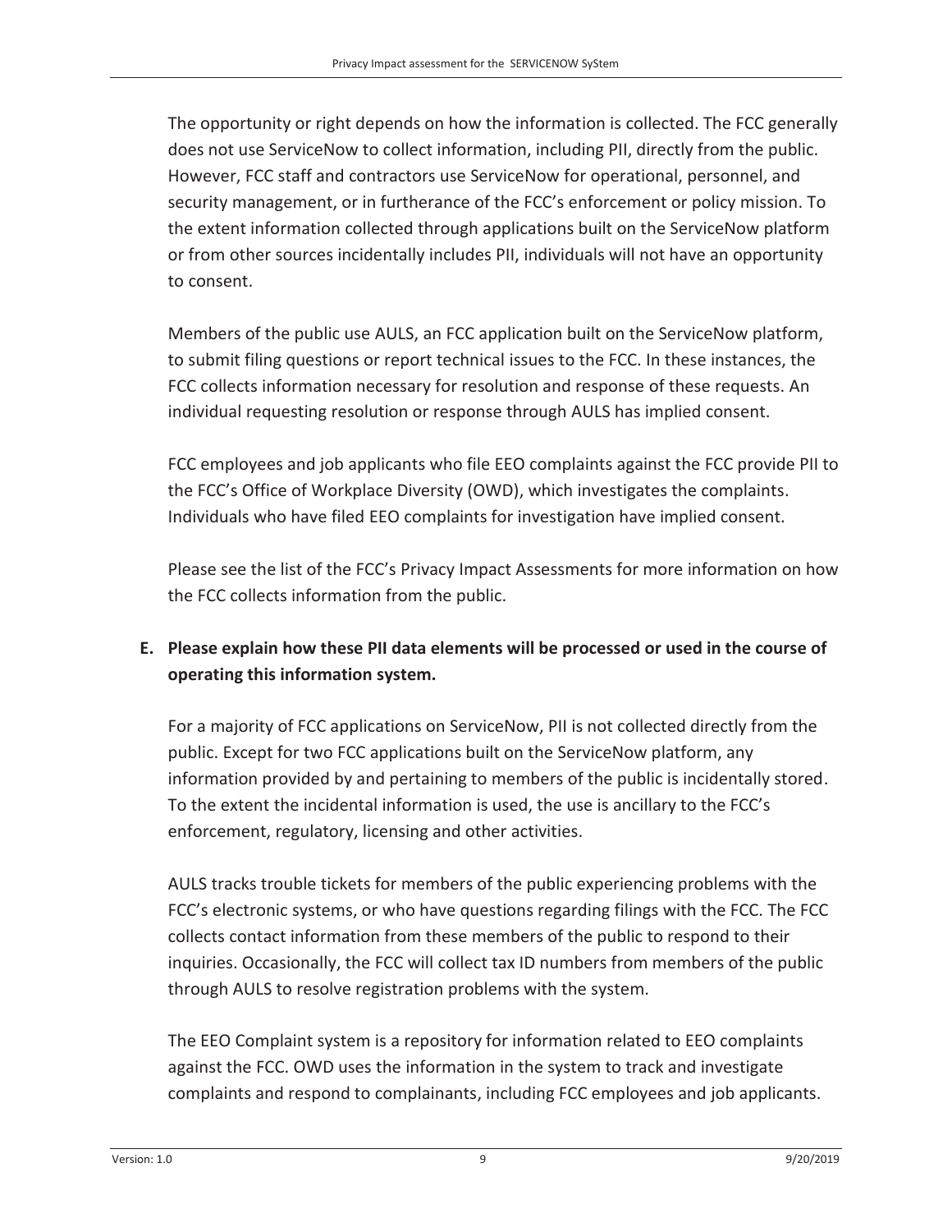The opportunity or right depends on how the information is collected. The FCC generally does not use ServiceNow to collect information, including PII, directly from the public. However, FCC staff and contractors use ServiceNow for operational, personnel, and security management, or in furtherance of the FCC's enforcement or policy mission. To the extent information collected through applications built on the ServiceNow platform or from other sources incidentally includes PII, individuals will not have an opportunity to consent.

Members of the public use AULS, an FCC application built on the ServiceNow platform, to submit filing questions or report technical issues to the FCC. In these instances, the FCC collects information necessary for resolution and response of these requests. An individual requesting resolution or response through AULS has implied consent.

FCC employees and job applicants who file EEO complaints against the FCC provide PII to the FCC's Office of Workplace Diversity (OWD), which investigates the complaints. Individuals who have filed EEO complaints for investigation have implied consent.

Please see the list of the FCC's Privacy Impact Assessments for more information on how the FCC collects information from the public.

**E. Please explain how these PII data elements will be processed or used in the course of operating this information system.**

For a majority of FCC applications on ServiceNow, PII is not collected directly from the public. Except for two FCC applications built on the ServiceNow platform, any information provided by and pertaining to members of the public is incidentally stored. To the extent the incidental information is used, the use is ancillary to the FCC's enforcement, regulatory, licensing and other activities.

AULS tracks trouble tickets for members of the public experiencing problems with the FCC's electronic systems, or who have questions regarding filings with the FCC. The FCC collects contact information from these members of the public to respond to their inquiries. Occasionally, the FCC will collect tax ID numbers from members of the public through AULS to resolve registration problems with the system.

The EEO Complaint system is a repository for information related to EEO complaints against the FCC. OWD uses the information in the system to track and investigate complaints and respond to complainants, including FCC employees and job applicants.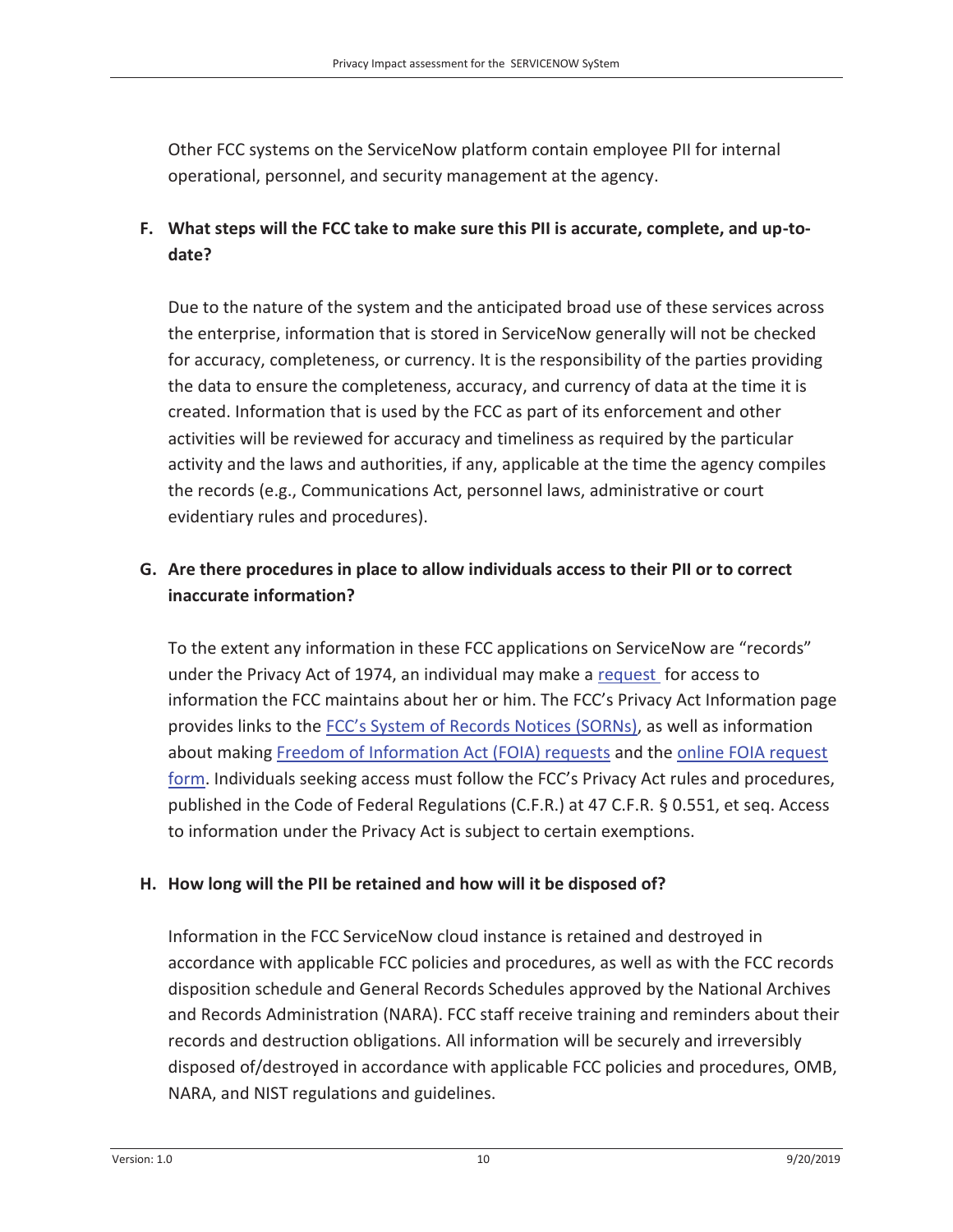Other FCC systems on the ServiceNow platform contain employee PII for internal operational, personnel, and security management at the agency.

**F. What steps will the FCC take to make sure this PII is accurate, complete, and up-to-date?**

Due to the nature of the system and the anticipated broad use of these services across the enterprise, information that is stored in ServiceNow generally will not be checked for accuracy, completeness, or currency. It is the responsibility of the parties providing the data to ensure the completeness, accuracy, and currency of data at the time it is created. Information that is used by the FCC as part of its enforcement and other activities will be reviewed for accuracy and timeliness as required by the particular activity and the laws and authorities, if any, applicable at the time the agency compiles the records (e.g., Communications Act, personnel laws, administrative or court evidentiary rules and procedures).

**G. Are there procedures in place to allow individuals access to their PII or to correct inaccurate information?**

To the extent any information in these FCC applications on ServiceNow are "records" under the Privacy Act of 1974, an individual may make a request for access to information the FCC maintains about her or him. The FCC's Privacy Act Information page provides links to the FCC's System of Records Notices (SORNs), as well as information about making Freedom of Information Act (FOIA) requests and the online FOIA request form. Individuals seeking access must follow the FCC's Privacy Act rules and procedures, published in the Code of Federal Regulations (C.F.R.) at 47 C.F.R. § 0.551, et seq. Access to information under the Privacy Act is subject to certain exemptions.

**H. How long will the PII be retained and how will it be disposed of?**

Information in the FCC ServiceNow cloud instance is retained and destroyed in accordance with applicable FCC policies and procedures, as well as with the FCC records disposition schedule and General Records Schedules approved by the National Archives and Records Administration (NARA). FCC staff receive training and reminders about their records and destruction obligations. All information will be securely and irreversibly disposed of/destroyed in accordance with applicable FCC policies and procedures, OMB, NARA, and NIST regulations and guidelines.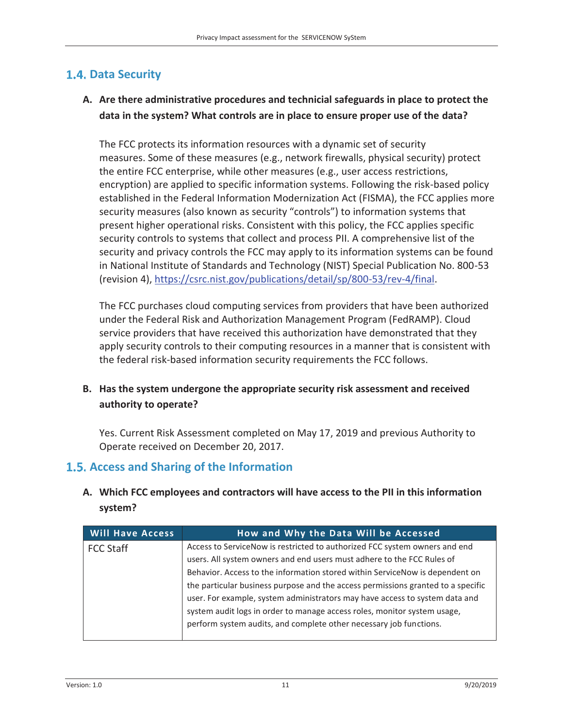## 1.4. Data Security

**A. Are there administrative procedures and technical safeguards in place to protect the data in the system? What controls are in place to ensure proper use of the data?**

The FCC protects its information resources with a dynamic set of security measures. Some of these measures (e.g., network firewalls, physical security) protect the entire FCC enterprise, while other measures (e.g., user access restrictions, encryption) are applied to specific information systems. Following the risk-based policy established in the Federal Information Modernization Act (FISMA), the FCC applies more security measures (also known as security "controls") to information systems that present higher operational risks. Consistent with this policy, the FCC applies specific security controls to systems that collect and process PII. A comprehensive list of the security and privacy controls the FCC may apply to its information systems can be found in National Institute of Standards and Technology (NIST) Special Publication No. 800-53 (revision 4), https://csrc.nist.gov/publications/detail/sp/800-53/rev-4/final.

The FCC purchases cloud computing services from providers that have been authorized under the Federal Risk and Authorization Management Program (FedRAMP). Cloud service providers that have received this authorization have demonstrated that they apply security controls to their computing resources in a manner that is consistent with the federal risk-based information security requirements the FCC follows.

**B. Has the system undergone the appropriate security risk assessment and received authority to operate?**

Yes. Current Risk Assessment completed on May 17, 2019 and previous Authority to Operate received on December 20, 2017.

## 1.5. Access and Sharing of the Information

**A. Which FCC employees and contractors will have access to the PII in this information system?**

| Will Have Access | How and Why the Data Will be Accessed |
|---|---|
| FCC Staff | Access to ServiceNow is restricted to authorized FCC system owners and end users. All system owners and end users must adhere to the FCC Rules of Behavior. Access to the information stored within ServiceNow is dependent on the particular business purpose and the access permissions granted to a specific user. For example, system administrators may have access to system data and system audit logs in order to manage access roles, monitor system usage, perform system audits, and complete other necessary job functions. |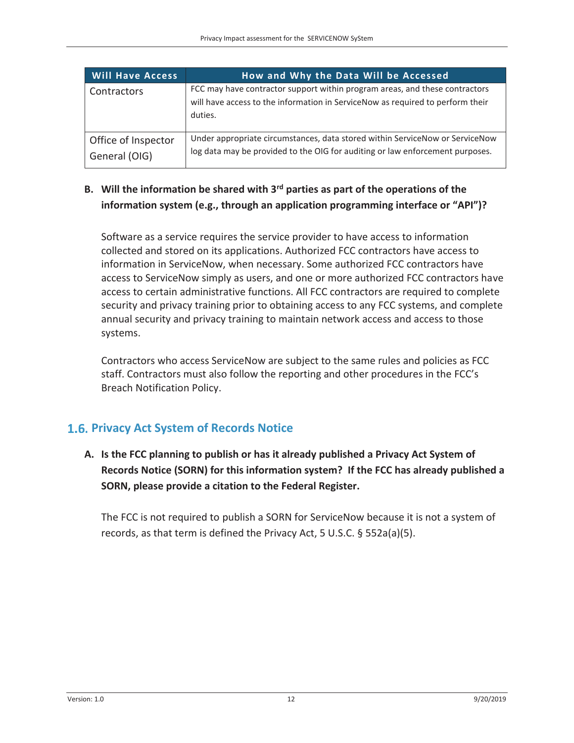| Will Have Access | How and Why the Data Will be Accessed |
| --- | --- |
| Contractors | FCC may have contractor support within program areas, and these contractors will have access to the information in ServiceNow as required to perform their duties. |
| Office of Inspector General (OIG) | Under appropriate circumstances, data stored within ServiceNow or ServiceNow log data may be provided to the OIG for auditing or law enforcement purposes. |

**B. Will the information be shared with 3rd parties as part of the operations of the information system (e.g., through an application programming interface or "API")?**

Software as a service requires the service provider to have access to information collected and stored on its applications. Authorized FCC contractors have access to information in ServiceNow, when necessary. Some authorized FCC contractors have access to ServiceNow simply as users, and one or more authorized FCC contractors have access to certain administrative functions. All FCC contractors are required to complete security and privacy training prior to obtaining access to any FCC systems, and complete annual security and privacy training to maintain network access and access to those systems.

Contractors who access ServiceNow are subject to the same rules and policies as FCC staff. Contractors must also follow the reporting and other procedures in the FCC's Breach Notification Policy.

## 1.6. Privacy Act System of Records Notice

**A. Is the FCC planning to publish or has it already published a Privacy Act System of Records Notice (SORN) for this information system? If the FCC has already published a SORN, please provide a citation to the Federal Register.**

The FCC is not required to publish a SORN for ServiceNow because it is not a system of records, as that term is defined the Privacy Act, 5 U.S.C. § 552a(a)(5).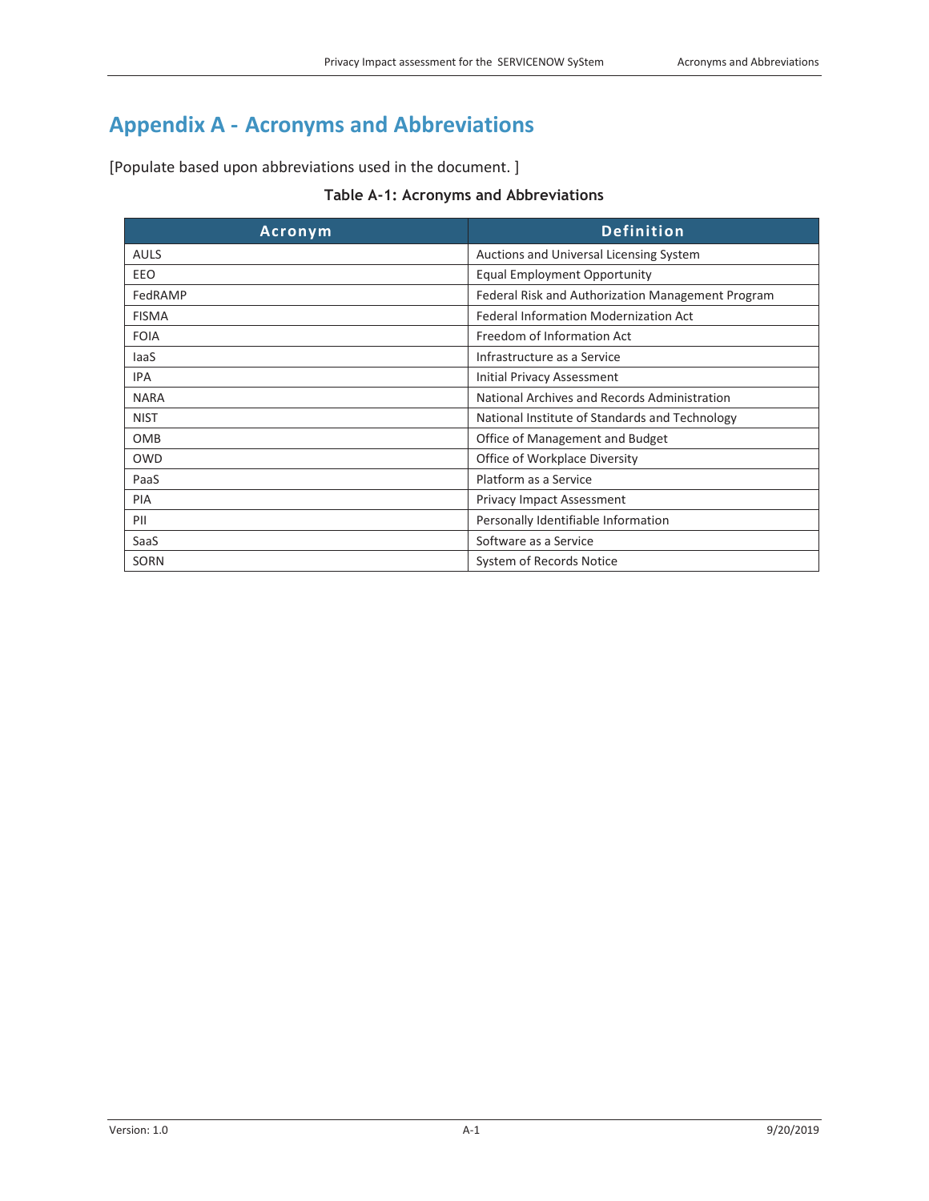# Appendix A - Acronyms and Abbreviations

[Populate based upon abbreviations used in the document. ]

**Table A-1: Acronyms and Abbreviations**

| Acronym | Definition |
|---|---|
| AULS | Auctions and Universal Licensing System |
| EEO | Equal Employment Opportunity |
| FedRAMP | Federal Risk and Authorization Management Program |
| FISMA | Federal Information Modernization Act |
| FOIA | Freedom of Information Act |
| IaaS | Infrastructure as a Service |
| IPA | Initial Privacy Assessment |
| NARA | National Archives and Records Administration |
| NIST | National Institute of Standards and Technology |
| OMB | Office of Management and Budget |
| OWD | Office of Workplace Diversity |
| PaaS | Platform as a Service |
| PIA | Privacy Impact Assessment |
| PII | Personally Identifiable Information |
| SaaS | Software as a Service |
| SORN | System of Records Notice |